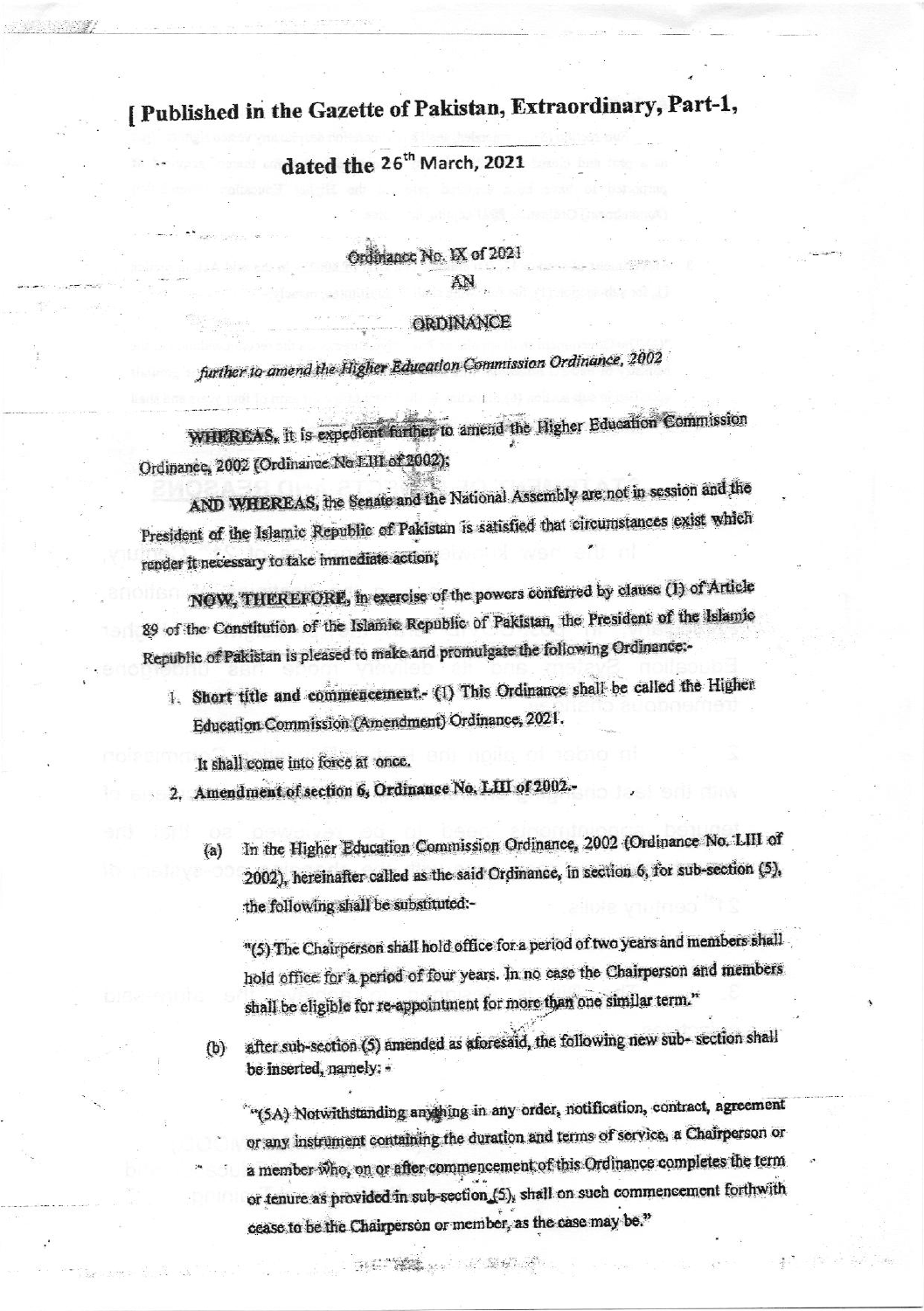# [ Published in the Gazette of Pakistan, Extraordinary, Part-1,

## dated the 26th March, 2021

Ordinance No. IX of 2021

AN

ORDINANCE

*further to amend the Higher Education Commission Ordinance, 2002*

**WHEREAS**, it is expedient further to amend the Higher Education Commission Ordinance, 2002 (Ordinance No. LIII of 2002);

**AND WHEREAS**, the Senate and the National Assembly are not in session and the President of the Islamic Republic of Pakistan is satisfied that circumstances exist which render it necessary to take immediate action;

**NOW, THEREFORE**, in exercise of the powers conferred by clause (1) of Article 89 of the Constitution of the Islamic Republic of Pakistan, the President of the Islamic Republic of Pakistan is pleased to make and promulgate the following Ordinance:-

1. **Short title and commencement.-** (1) This Ordinance shall be called the Higher Education Commission (Amendment) Ordinance, 2021.

   It shall come into force at once.

2. **Amendment of section 6, Ordinance No. LIII of 2002.-**

   (a) In the Higher Education Commission Ordinance, 2002 (Ordinance No. LIII of 2002), hereinafter called as the said Ordinance, in section 6, for sub-section (5), the following shall be substituted:-

   "(5) The Chairperson shall hold office for a period of two years and members shall hold office for a period of four years. In no case the Chairperson and members shall be eligible for re-appointment for more than one similar term."

   (b) after sub-section (5) amended as aforesaid, the following new sub- section shall be inserted, namely: -

   "(5A) Notwithstanding anything in any order, notification, contract, agreement or any instrument containing the duration and terms of service, a Chairperson or a member who, on or after commencement of this Ordinance completes the term or tenure as provided in sub-section (5), shall on such commencement forthwith cease to be the Chairperson or member, as the case may be."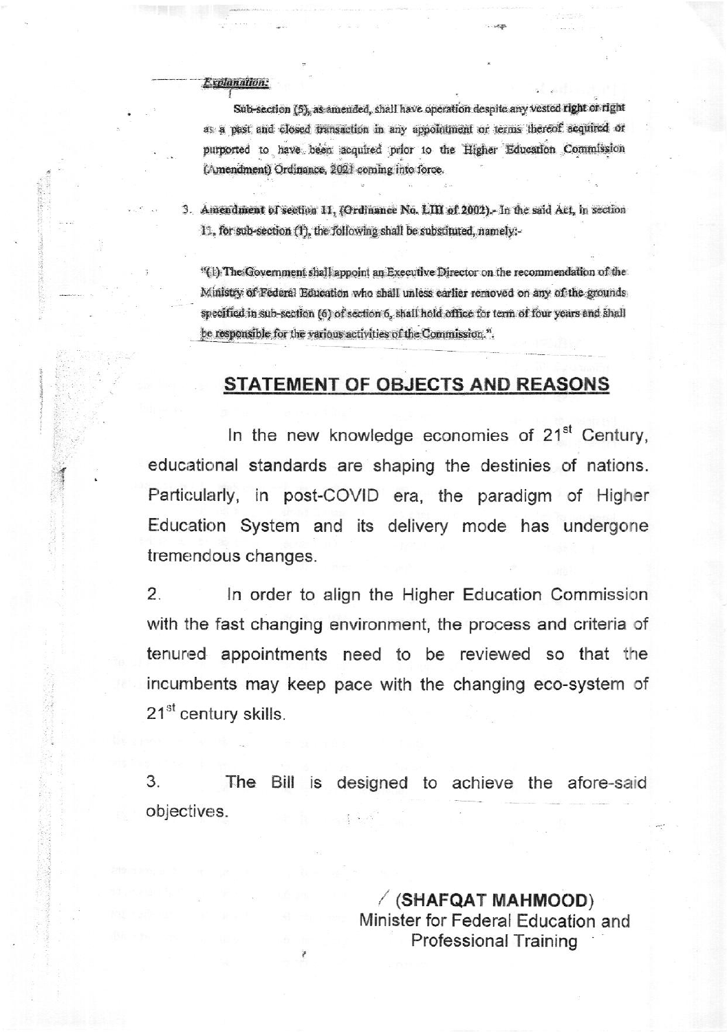*Explanation:*

Sub-section (5), as amended, shall have operation despite any vested right or right as a past and closed transaction in any appointment or terms thereof acquired or purported to have been acquired prior to the Higher Education Commission (Amendment) Ordinance, 2021 coming into force.

3. Amendment of section 11, (Ordinance No. LIII of 2002).- In the said Act, in section 11, for sub-section (1), the following shall be substituted, namely:-

"(1) The Government shall appoint an Executive Director on the recommendation of the Ministry of Federal Education who shall unless earlier removed on any of the grounds specified in sub-section (6) of section 6, shall hold office for term of four years and shall be responsible for the various activities of the Commission.".

## STATEMENT OF OBJECTS AND REASONS

In the new knowledge economies of 21st Century, educational standards are shaping the destinies of nations. Particularly, in post-COVID era, the paradigm of Higher Education System and its delivery mode has undergone tremendous changes.

2. In order to align the Higher Education Commission with the fast changing environment, the process and criteria of tenured appointments need to be reviewed so that the incumbents may keep pace with the changing eco-system of 21st century skills.

3. The Bill is designed to achieve the afore-said objectives.

**(SHAFQAT MAHMOOD)**
Minister for Federal Education and Professional Training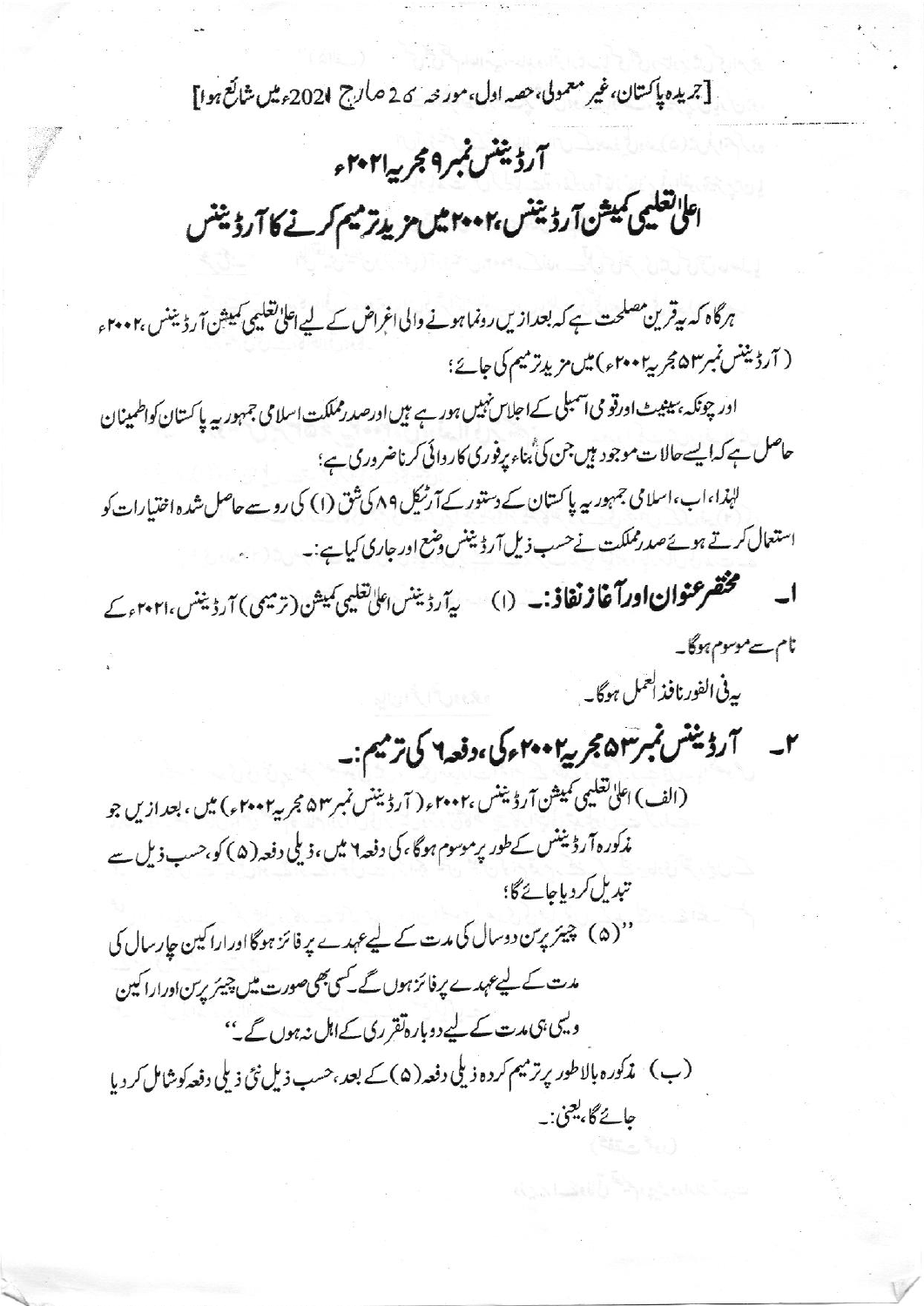[جریدہ پاکستان، غیر معمولی، حصہ اول، مورخہ ۲۵ مارچ 2021ء میں شائع ہوا]

# آرڈیننس نمبر ۹ مجریہ ۲۰۲۱ء

## اعلیٰ تعلیمی کمیشن آرڈیننس، ۲۰۰۲ میں مزید ترمیم کرنے کا آرڈیننس

ہرگاہ کہ یہ قرین مصلحت ہے کہ بعدازیں رونما ہونے والی اغراض کے لیے اعلیٰ تعلیمی کمیشن آرڈیننس، ۲۰۰۲ء (آرڈیننس نمبر ۵۳ مجریہ ۲۰۰۲ء) میں مزید ترمیم کی جائے؛

اور چونکہ، سینیٹ اور قومی اسمبلی کے اجلاس نہیں ہو رہے ہیں اور صدر مملکت اسلامی جمہوریہ پاکستان کو اطمینان حاصل ہے کہ ایسے حالات موجود ہیں جن کی بناء پر فوری کارروائی کرنا ضروری ہے؛

لہٰذا، اب، اسلامی جمہوریہ پاکستان کے دستور کے آرٹیکل ۸۹ کی شق (۱) کی رو سے حاصل شدہ اختیارات کو استعمال کرتے ہوئے صدر مملکت نے حسب ذیل آرڈیننس وضع اور جاری کیا ہے:۔

۱۔ **مختصر عنوان اور آغاز نفاذ:۔** (۱) یہ آرڈیننس اعلیٰ تعلیمی کمیشن (ترمیمی) آرڈیننس، ۲۰۲۱ء کے نام سے موسوم ہوگا۔

یہ فی الفور نافذ العمل ہوگا۔

۲۔ **آرڈیننس نمبر ۵۳ مجریہ ۲۰۰۲ء کی، دفعہ ۶ کی ترمیم:۔**

(الف) اعلیٰ تعلیمی کمیشن آرڈیننس، ۲۰۰۲ء (آرڈیننس نمبر ۵۳ مجریہ ۲۰۰۲ء) میں، بعدازیں جو مذکورہ آرڈیننس کے طور پر موسوم ہوگا، کی دفعہ ۶ میں، ذیلی دفعہ (۵) کو، حسب ذیل سے تبدیل کر دیا جائے گا؛

''(۵) چیئرپرسن دو سال کی مدت کے لیے عہدے پر فائز ہوگا اور اراکین چار سال کی مدت کے لیے عہدے پر فائز ہوں گے۔ کسی بھی صورت میں چیئرپرسن اور اراکین ویسی ہی مدت کے لیے دوبارہ تقرری کے اہل نہ ہوں گے۔''

(ب) مذکورہ بالا طور پر ترمیم کردہ ذیلی دفعہ (۵) کے بعد، حسب ذیل نئی ذیلی دفعہ کو شامل کر دیا جائے گا، یعنی:۔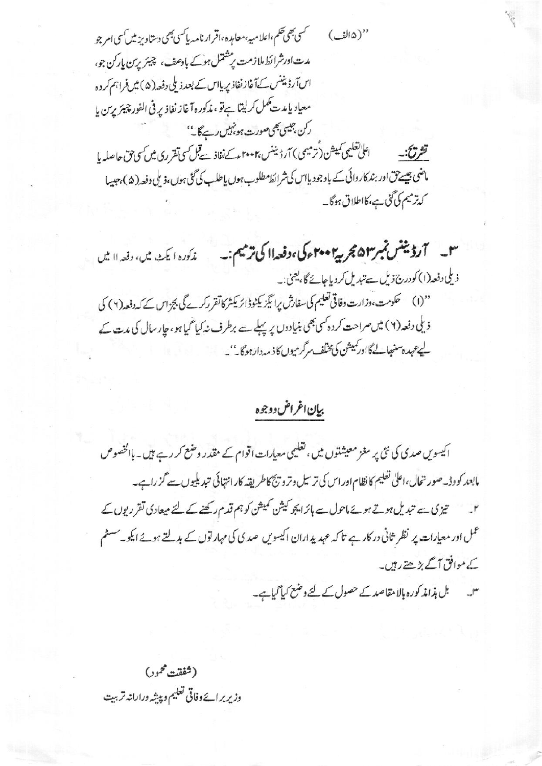"(۵الف) کسی بھی حکم، اعلامیہ، معاہدہ، اقرارنامہ یا کسی بھی دستاویز میں کسی امر جو مدت اور شرائط ملازمت پر مشتمل ہو کے باوصف، چیئر پرسن یا رکن جو، اس آرڈیننس کے آغاز نفاذ پر یا اس کے بعد ذیلی دفعہ (۵) میں فراہم کردہ معیاد یا مدت مکمل کر لیتا ہے تو، مذکورہ آغاز نفاذ پر فی الفور چیئر پرسن یا رکن، جیسی بھی صورت ہو، نہیں رہے گا"

تشریح:۔ اعلیٰ تعلیمی کمیشن (ترمیمی) آرڈیننس، ۲۰۰۲ء کے نفاذ سے قبل کسی تقرری میں کسی حق حاصلہ یا ماضی جیسے حق اور بند کارروائی کے باوجود یا اس کی شرائط مطلوب ہوں یا طلب کی گئی ہوں، ذیلی دفعہ (۵)، جیسا کہ ترمیم کی گئی ہے، کا اطلاق ہوگا۔

**۳۔ آرڈیننس نمبر ۵۳ مجریہ ۲۰۰۲ء کی، دفعہ ۱۱ کی ترمیم:۔** مذکورہ ایکٹ میں، دفعہ ۱۱ میں ذیلی دفعہ (۱) کو درج ذیل سے تبدیل کر دیا جائے گا، یعنی:۔

"(۱) حکومت، وزارت وفاقی تعلیم کی سفارش پر ایگزیکٹو ڈائریکٹر کا تقرر کرے گی بجز اس کے کہ دفعہ (۶) کی ذیلی دفعہ (۲) میں صراحت کردہ کسی بھی بنیادوں پر پہلے سے برطرف نہ کیا گیا ہو، چار سال کی مدت کے لیے عہدہ سنبھالے گا اور کمیشن کی مختلف سرگرمیوں کا ذمہ دار ہوگا"۔

## بیان اغراض و وجوہ

اکیسویں صدی کی نئی پر مغز معیشتوں میں، تعلیمی معیارات اقوام کے مقدر وضع کر رہے ہیں۔ بالخصوص مابعد کووڈ۔ صورتحال، اعلیٰ تعلیم کا نظام اور اس کی ترسیل و ترویج کا طریقہ کار انتہائی تبدیلیوں سے گزر رہا ہے۔

۲۔ تیزی سے تبدیل ہوتے ہوئے ماحول سے ہائر ایجوکیشن کمیشن کو ہم قدم رکھنے کے لئے میعادی تقرریوں کے عمل اور معیارات پر نظر ثانی درکار ہے تاکہ عہدیداران اکیسویں صدی کی مہارتوں کے بدلتے ہوئے ایکو۔ سسٹم کے موافق آگے بڑھتے رہیں۔

۳۔ بل ہذا مذکورہ بالا مقاصد کے حصول کے لئے وضع کیا گیا ہے۔

(شفقت محمود)

وزیر برائے وفاقی تعلیم و پیشہ ورارانہ تربیت